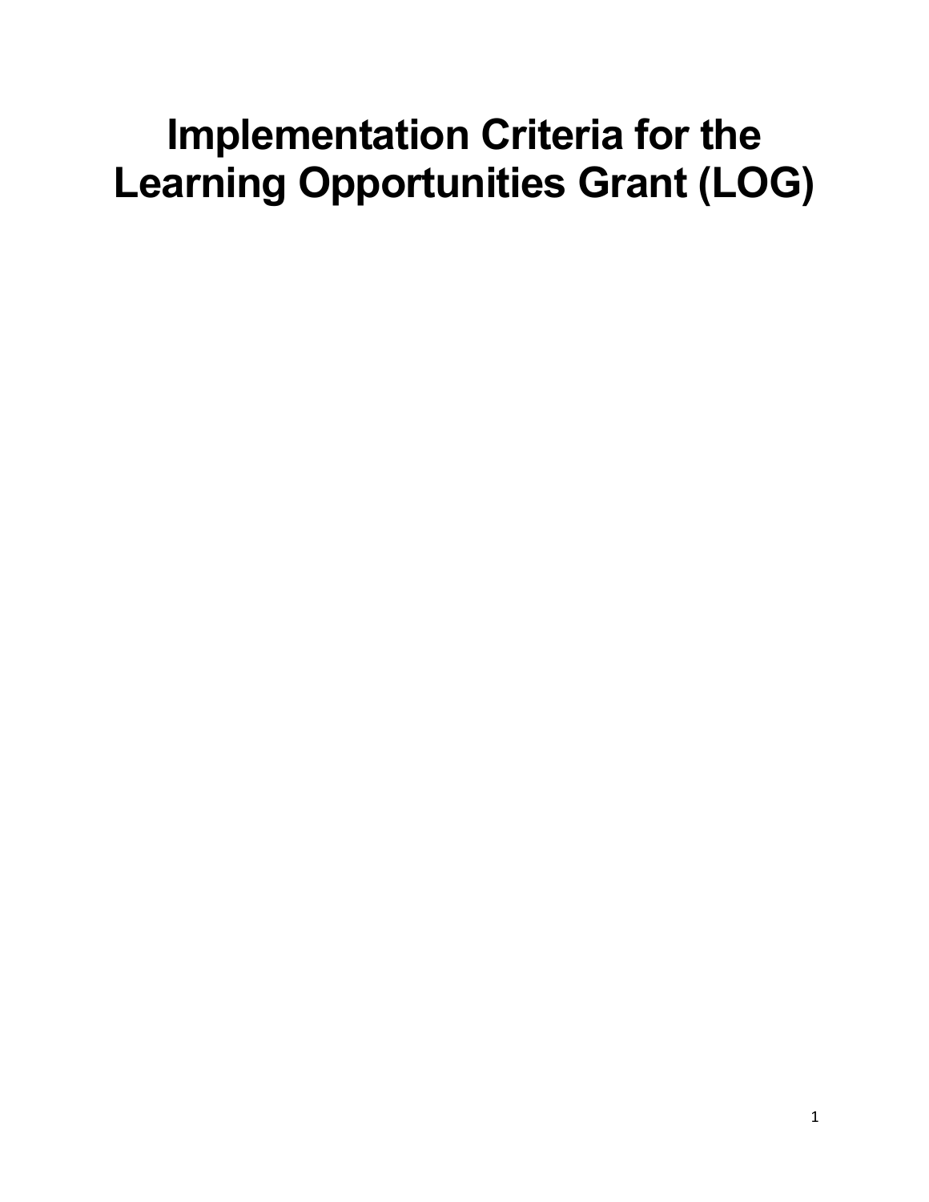# Implementation Criteria for the Learning Opportunities Grant (LOG)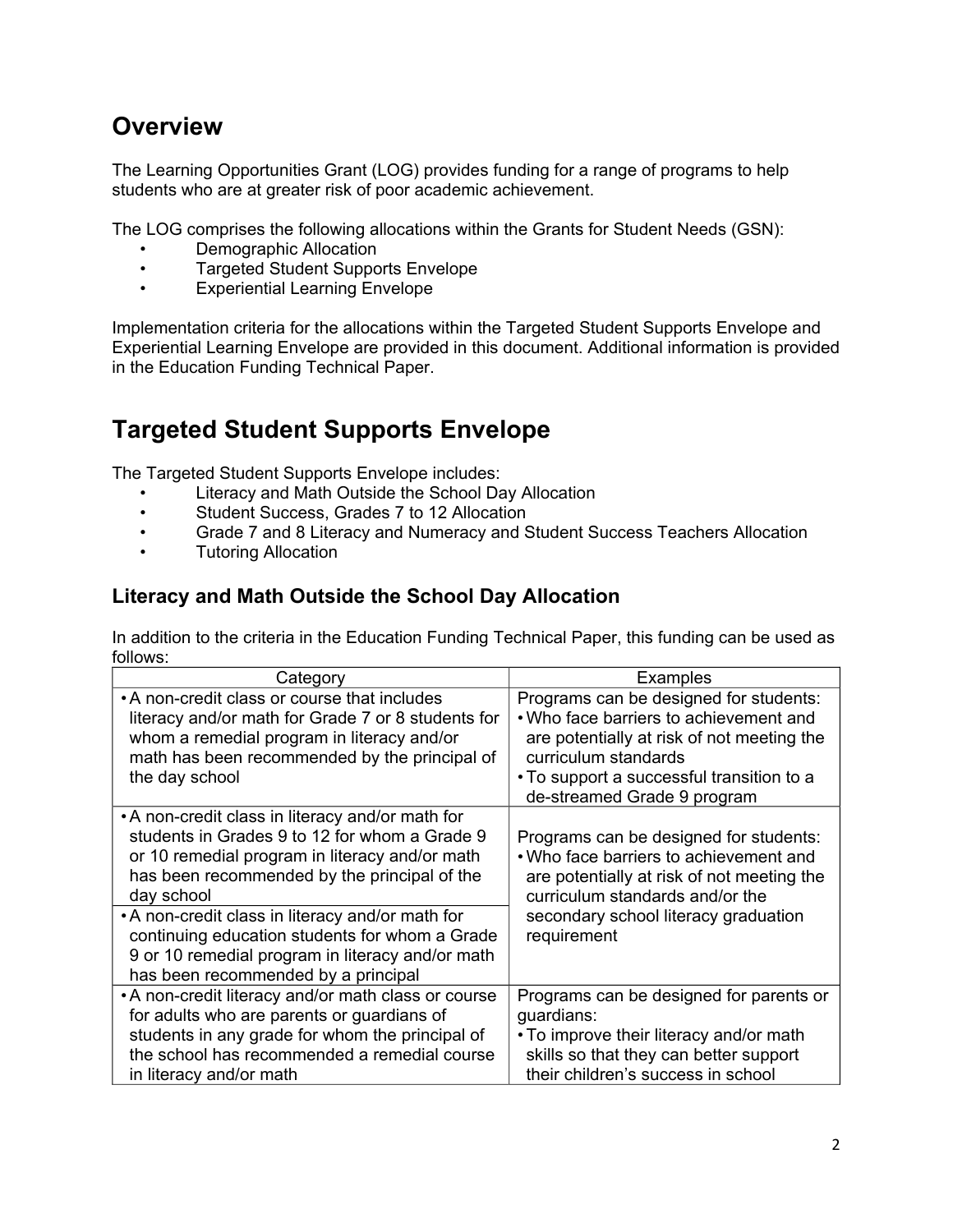# Overview

The Learning Opportunities Grant (LOG) provides funding for a range of programs to help students who are at greater risk of poor academic achievement.

The LOG comprises the following allocations within the Grants for Student Needs (GSN):

- Demographic Allocation
- Targeted Student Supports Envelope
- Experiential Learning Envelope

Implementation criteria for the allocations within the Targeted Student Supports Envelope and Experiential Learning Envelope are provided in this document. Additional information is provided in the Education Funding Technical Paper.

# Targeted Student Supports Envelope

The Targeted Student Supports Envelope includes:

- Literacy and Math Outside the School Day Allocation
- Student Success, Grades 7 to 12 Allocation
- Grade 7 and 8 Literacy and Numeracy and Student Success Teachers Allocation
- Tutoring Allocation

## Literacy and Math Outside the School Day Allocation

In addition to the criteria in the Education Funding Technical Paper, this funding can be used as follows:

| Category | Examples |
| --- | --- |
| • A non-credit class or course that includes literacy and/or math for Grade 7 or 8 students for whom a remedial program in literacy and/or math has been recommended by the principal of the day school | Programs can be designed for students:<br>• Who face barriers to achievement and are potentially at risk of not meeting the curriculum standards<br>• To support a successful transition to a de-streamed Grade 9 program |
| • A non-credit class in literacy and/or math for students in Grades 9 to 12 for whom a Grade 9 or 10 remedial program in literacy and/or math has been recommended by the principal of the day school<br>• A non-credit class in literacy and/or math for continuing education students for whom a Grade 9 or 10 remedial program in literacy and/or math has been recommended by a principal | Programs can be designed for students:<br>• Who face barriers to achievement and are potentially at risk of not meeting the curriculum standards and/or the secondary school literacy graduation requirement |
| • A non-credit literacy and/or math class or course for adults who are parents or guardians of students in any grade for whom the principal of the school has recommended a remedial course in literacy and/or math | Programs can be designed for parents or guardians:<br>• To improve their literacy and/or math skills so that they can better support their children's success in school |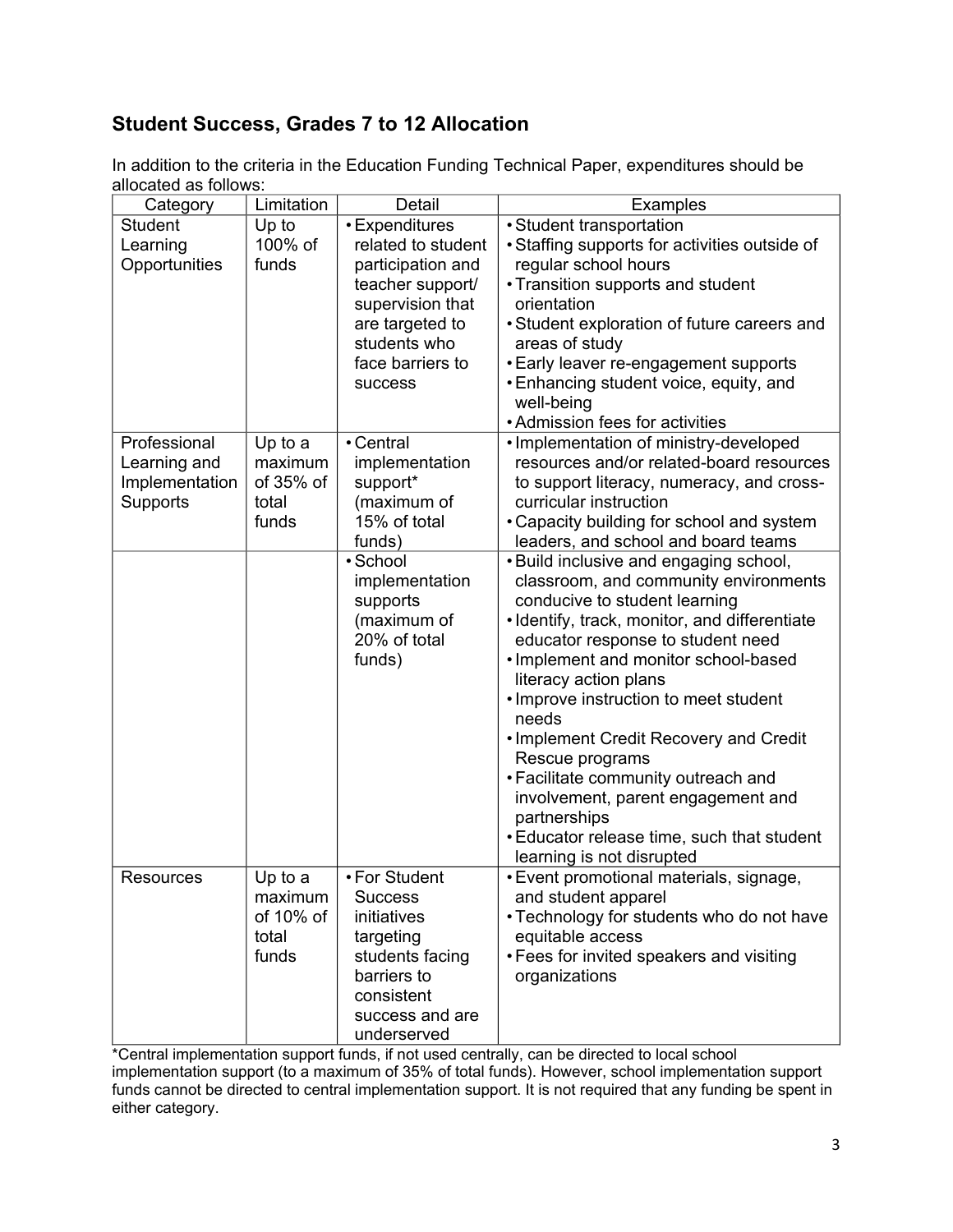## Student Success, Grades 7 to 12 Allocation

In addition to the criteria in the Education Funding Technical Paper, expenditures should be allocated as follows:

| Category | Limitation | Detail | Examples |
|---|---|---|---|
| Student Learning Opportunities | Up to 100% of funds | • Expenditures related to student participation and teacher support/ supervision that are targeted to students who face barriers to success | • Student transportation<br>• Staffing supports for activities outside of regular school hours<br>• Transition supports and student orientation<br>• Student exploration of future careers and areas of study<br>• Early leaver re-engagement supports<br>• Enhancing student voice, equity, and well-being<br>• Admission fees for activities |
| Professional Learning and Implementation Supports | Up to a maximum of 35% of total funds | • Central implementation support* (maximum of 15% of total funds) | • Implementation of ministry-developed resources and/or related-board resources to support literacy, numeracy, and cross-curricular instruction<br>• Capacity building for school and system leaders, and school and board teams |
| | | • School implementation supports (maximum of 20% of total funds) | • Build inclusive and engaging school, classroom, and community environments conducive to student learning<br>• Identify, track, monitor, and differentiate educator response to student need<br>• Implement and monitor school-based literacy action plans<br>• Improve instruction to meet student needs<br>• Implement Credit Recovery and Credit Rescue programs<br>• Facilitate community outreach and involvement, parent engagement and partnerships<br>• Educator release time, such that student learning is not disrupted |
| Resources | Up to a maximum of 10% of total funds | • For Student Success initiatives targeting students facing barriers to consistent success and are underserved | • Event promotional materials, signage, and student apparel<br>• Technology for students who do not have equitable access<br>• Fees for invited speakers and visiting organizations |

*Central implementation support funds, if not used centrally, can be directed to local school implementation support (to a maximum of 35% of total funds). However, school implementation support funds cannot be directed to central implementation support. It is not required that any funding be spent in either category.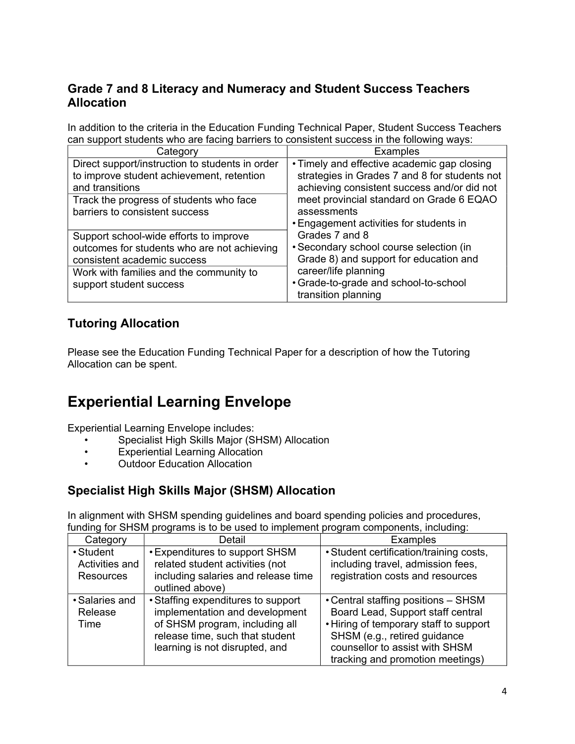## Grade 7 and 8 Literacy and Numeracy and Student Success Teachers Allocation

In addition to the criteria in the Education Funding Technical Paper, Student Success Teachers can support students who are facing barriers to consistent success in the following ways:

| Category | Examples |
|---|---|
| Direct support/instruction to students in order to improve student achievement, retention and transitions | • Timely and effective academic gap closing strategies in Grades 7 and 8 for students not achieving consistent success and/or did not meet provincial standard on Grade 6 EQAO assessments<br>• Engagement activities for students in Grades 7 and 8<br>• Secondary school course selection (in Grade 8) and support for education and career/life planning<br>• Grade-to-grade and school-to-school transition planning |
| Track the progress of students who face barriers to consistent success | |
| Support school-wide efforts to improve outcomes for students who are not achieving consistent academic success | |
| Work with families and the community to support student success | |

## Tutoring Allocation

Please see the Education Funding Technical Paper for a description of how the Tutoring Allocation can be spent.

# Experiential Learning Envelope

Experiential Learning Envelope includes:

- Specialist High Skills Major (SHSM) Allocation
- Experiential Learning Allocation
- Outdoor Education Allocation

## Specialist High Skills Major (SHSM) Allocation

In alignment with SHSM spending guidelines and board spending policies and procedures, funding for SHSM programs is to be used to implement program components, including:

| Category | Detail | Examples |
|---|---|---|
| • Student Activities and Resources | • Expenditures to support SHSM related student activities (not including salaries and release time outlined above) | • Student certification/training costs, including travel, admission fees, registration costs and resources |
| • Salaries and Release Time | • Staffing expenditures to support implementation and development of SHSM program, including all release time, such that student learning is not disrupted, and | • Central staffing positions – SHSM Board Lead, Support staff central<br>• Hiring of temporary staff to support SHSM (e.g., retired guidance counsellor to assist with SHSM tracking and promotion meetings) |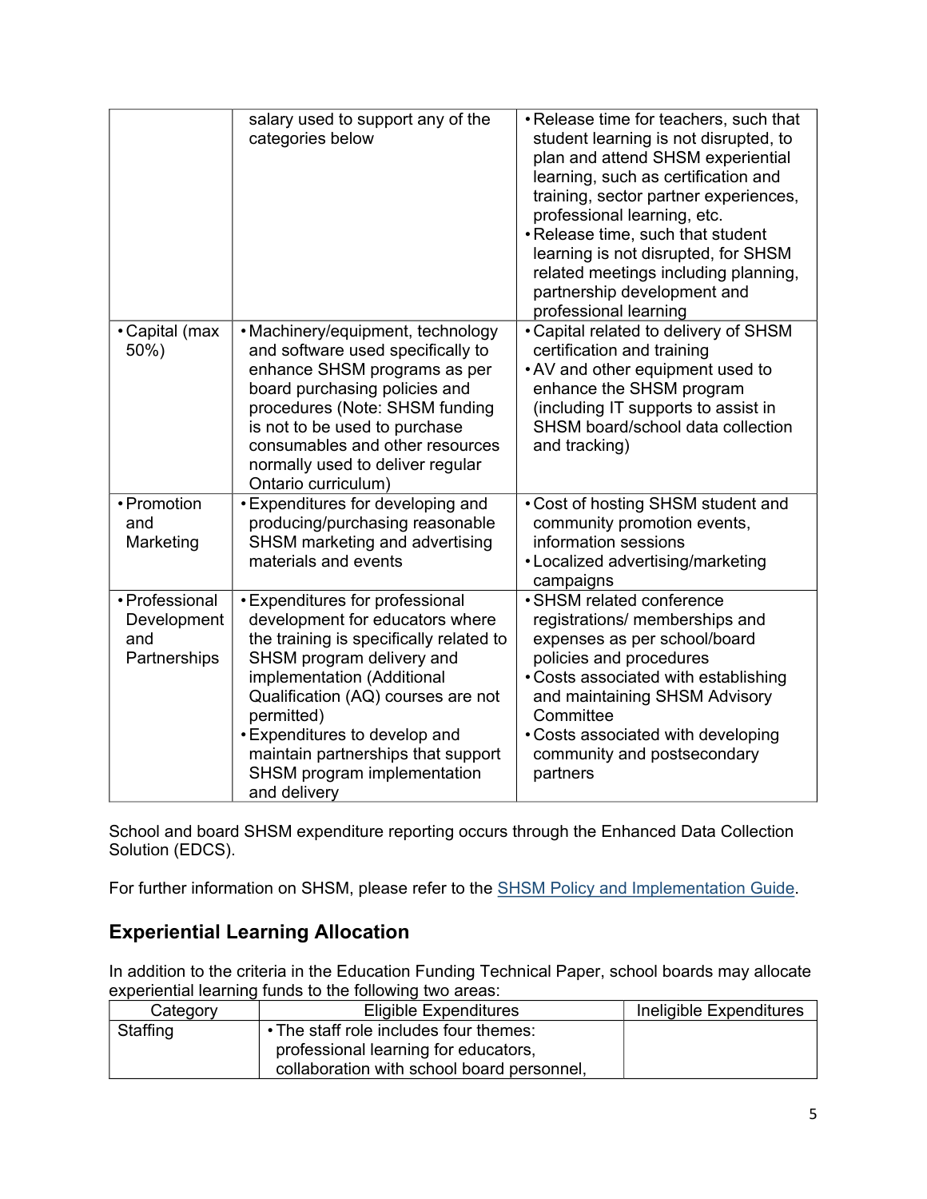| | | |
|---|---|---|
| | salary used to support any of the categories below | • Release time for teachers, such that student learning is not disrupted, to plan and attend SHSM experiential learning, such as certification and training, sector partner experiences, professional learning, etc.<br>• Release time, such that student learning is not disrupted, for SHSM related meetings including planning, partnership development and professional learning |
| • Capital (max 50%) | • Machinery/equipment, technology and software used specifically to enhance SHSM programs as per board purchasing policies and procedures (Note: SHSM funding is not to be used to purchase consumables and other resources normally used to deliver regular Ontario curriculum) | • Capital related to delivery of SHSM certification and training<br>• AV and other equipment used to enhance the SHSM program (including IT supports to assist in SHSM board/school data collection and tracking) |
| • Promotion and Marketing | • Expenditures for developing and producing/purchasing reasonable SHSM marketing and advertising materials and events | • Cost of hosting SHSM student and community promotion events, information sessions<br>• Localized advertising/marketing campaigns |
| • Professional Development and Partnerships | • Expenditures for professional development for educators where the training is specifically related to SHSM program delivery and implementation (Additional Qualification (AQ) courses are not permitted)<br>• Expenditures to develop and maintain partnerships that support SHSM program implementation and delivery | • SHSM related conference registrations/ memberships and expenses as per school/board policies and procedures<br>• Costs associated with establishing and maintaining SHSM Advisory Committee<br>• Costs associated with developing community and postsecondary partners |

School and board SHSM expenditure reporting occurs through the Enhanced Data Collection Solution (EDCS).

For further information on SHSM, please refer to the SHSM Policy and Implementation Guide.

## Experiential Learning Allocation

In addition to the criteria in the Education Funding Technical Paper, school boards may allocate experiential learning funds to the following two areas:

| Category | Eligible Expenditures | Ineligible Expenditures |
|---|---|---|
| Staffing | • The staff role includes four themes: professional learning for educators, collaboration with school board personnel, | |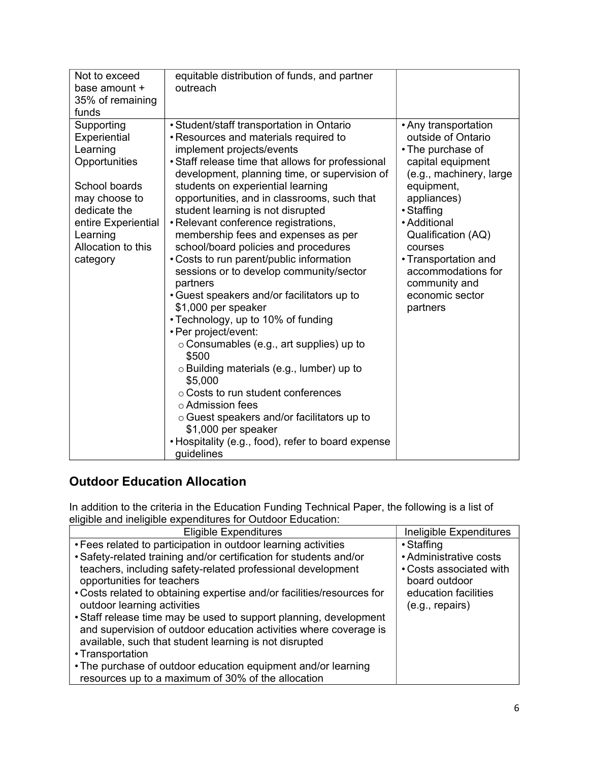| | | |
|---|---|---|
| Not to exceed base amount + 35% of remaining funds | equitable distribution of funds, and partner outreach | |
| Supporting Experiential Learning Opportunities<br><br>School boards may choose to dedicate the entire Experiential Learning Allocation to this category | • Student/staff transportation in Ontario<br>• Resources and materials required to implement projects/events<br>• Staff release time that allows for professional development, planning time, or supervision of students on experiential learning opportunities, and in classrooms, such that student learning is not disrupted<br>• Relevant conference registrations, membership fees and expenses as per school/board policies and procedures<br>• Costs to run parent/public information sessions or to develop community/sector partners<br>• Guest speakers and/or facilitators up to $1,000 per speaker<br>• Technology, up to 10% of funding<br>• Per project/event:<br>  o Consumables (e.g., art supplies) up to $500<br>  o Building materials (e.g., lumber) up to $5,000<br>  o Costs to run student conferences<br>  o Admission fees<br>  o Guest speakers and/or facilitators up to $1,000 per speaker<br>• Hospitality (e.g., food), refer to board expense guidelines | • Any transportation outside of Ontario<br>• The purchase of capital equipment (e.g., machinery, large equipment, appliances)<br>• Staffing<br>• Additional Qualification (AQ) courses<br>• Transportation and accommodations for community and economic sector partners |

## Outdoor Education Allocation

In addition to the criteria in the Education Funding Technical Paper, the following is a list of eligible and ineligible expenditures for Outdoor Education:

| Eligible Expenditures | Ineligible Expenditures |
|---|---|
| • Fees related to participation in outdoor learning activities<br>• Safety-related training and/or certification for students and/or teachers, including safety-related professional development opportunities for teachers<br>• Costs related to obtaining expertise and/or facilities/resources for outdoor learning activities<br>• Staff release time may be used to support planning, development and supervision of outdoor education activities where coverage is available, such that student learning is not disrupted<br>• Transportation<br>• The purchase of outdoor education equipment and/or learning resources up to a maximum of 30% of the allocation | • Staffing<br>• Administrative costs<br>• Costs associated with board outdoor education facilities (e.g., repairs) |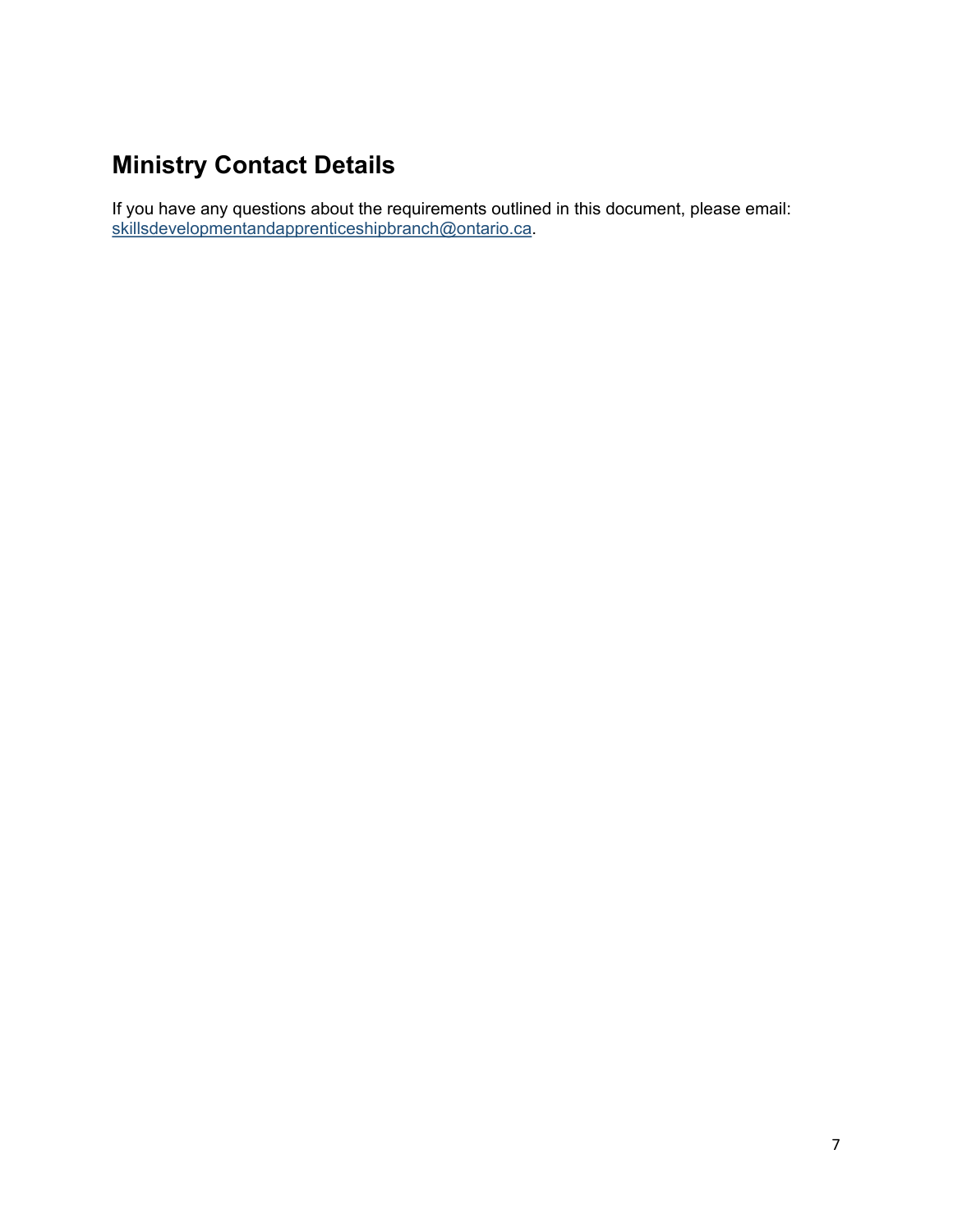## Ministry Contact Details

If you have any questions about the requirements outlined in this document, please email: [skillsdevelopmentandapprenticeshipbranch@ontario.ca](mailto:skillsdevelopmentandapprenticeshipbranch@ontario.ca).